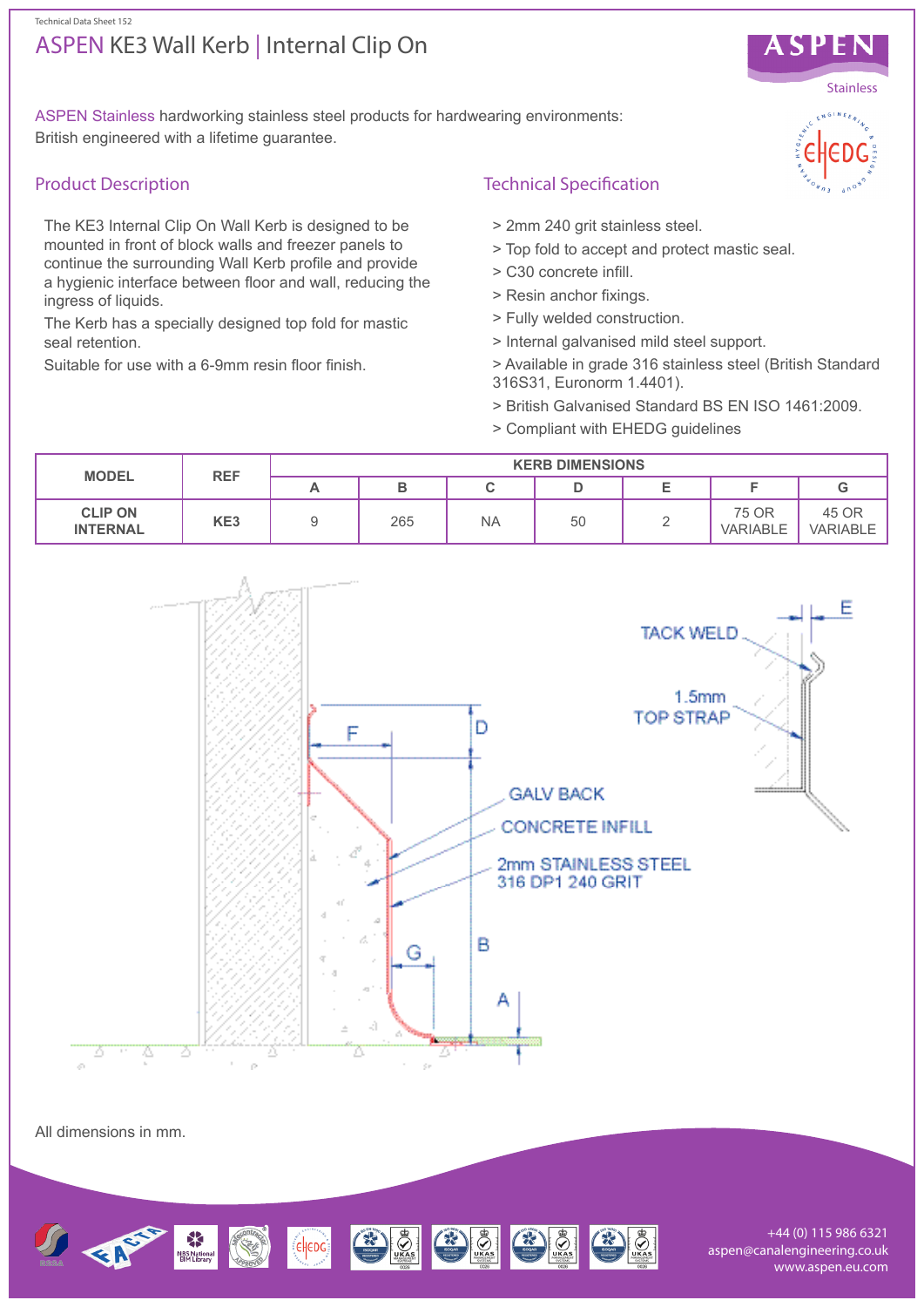Technical Data Sheet 152

# ASPEN KE3 Wall Kerb | Internal Clip On

ASPEN Stainless hardworking stainless steel products for hardwearing environments: British engineered with a lifetime guarantee.

## Product Description

The KE3 Internal Clip On Wall Kerb is designed to be mounted in front of block walls and freezer panels to continue the surrounding Wall Kerb profile and provide a hygienic interface between floor and wall, reducing the ingress of liquids.

The Kerb has a specially designed top fold for mastic seal retention.

Suitable for use with a 6-9mm resin floor finish.

## Technical Specification

> 2mm 240 grit stainless steel.
> Top fold to accept and protect mastic seal.
> C30 concrete infill.
> Resin anchor fixings.
> Fully welded construction.
> Internal galvanised mild steel support.
> Available in grade 316 stainless steel (British Standard 316S31, Euronorm 1.4401).
> British Galvanised Standard BS EN ISO 1461:2009.
> Compliant with EHEDG guidelines

| MODEL | REF | KERB DIMENSIONS | | | | | | |
|---|---|---|---|---|---|---|---|---|
| | | A | B | C | D | E | F | G |
| CLIP ON INTERNAL | KE3 | 9 | 265 | NA | 50 | 2 | 75 OR VARIABLE | 45 OR VARIABLE |

TACK WELD
1.5mm TOP STRAP
GALV BACK
CONCRETE INFILL
2mm STAINLESS STEEL 316 DP1 240 GRIT

All dimensions in mm.

+44 (0) 115 986 6321
aspen@canalengineering.co.uk
www.aspen.eu.com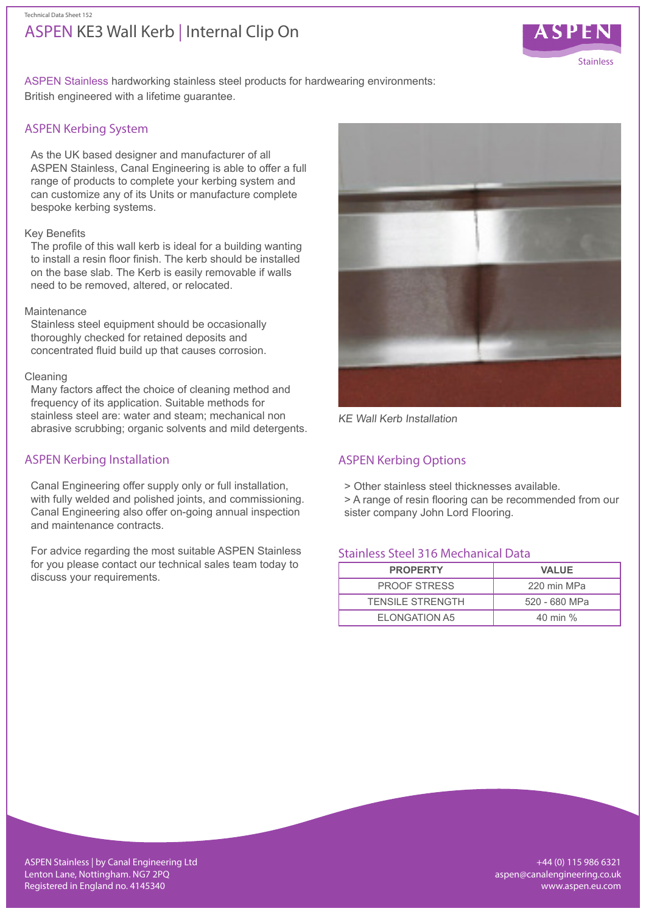Technical Data Sheet 152

# ASPEN KE3 Wall Kerb | Internal Clip On

ASPEN Stainless hardworking stainless steel products for hardwearing environments: British engineered with a lifetime guarantee.

## ASPEN Kerbing System

As the UK based designer and manufacturer of all ASPEN Stainless, Canal Engineering is able to offer a full range of products to complete your kerbing system and can customize any of its Units or manufacture complete bespoke kerbing systems.

Key Benefits

The profile of this wall kerb is ideal for a building wanting to install a resin floor finish. The kerb should be installed on the base slab. The Kerb is easily removable if walls need to be removed, altered, or relocated.

Maintenance

Stainless steel equipment should be occasionally thoroughly checked for retained deposits and concentrated fluid build up that causes corrosion.

Cleaning

Many factors affect the choice of cleaning method and frequency of its application. Suitable methods for stainless steel are: water and steam; mechanical non abrasive scrubbing; organic solvents and mild detergents.

## ASPEN Kerbing Installation

Canal Engineering offer supply only or full installation, with fully welded and polished joints, and commissioning. Canal Engineering also offer on-going annual inspection and maintenance contracts.

For advice regarding the most suitable ASPEN Stainless for you please contact our technical sales team today to discuss your requirements.

*KE Wall Kerb Installation*

## ASPEN Kerbing Options

> Other stainless steel thicknesses available.
> A range of resin flooring can be recommended from our sister company John Lord Flooring.

## Stainless Steel 316 Mechanical Data

| PROPERTY | VALUE |
|---|---|
| PROOF STRESS | 220 min MPa |
| TENSILE STRENGTH | 520 - 680 MPa |
| ELONGATION A5 | 40 min % |

ASPEN Stainless | by Canal Engineering Ltd
Lenton Lane, Nottingham. NG7 2PQ
Registered in England no. 4145340

+44 (0) 115 986 6321
aspen@canalengineering.co.uk
www.aspen.eu.com